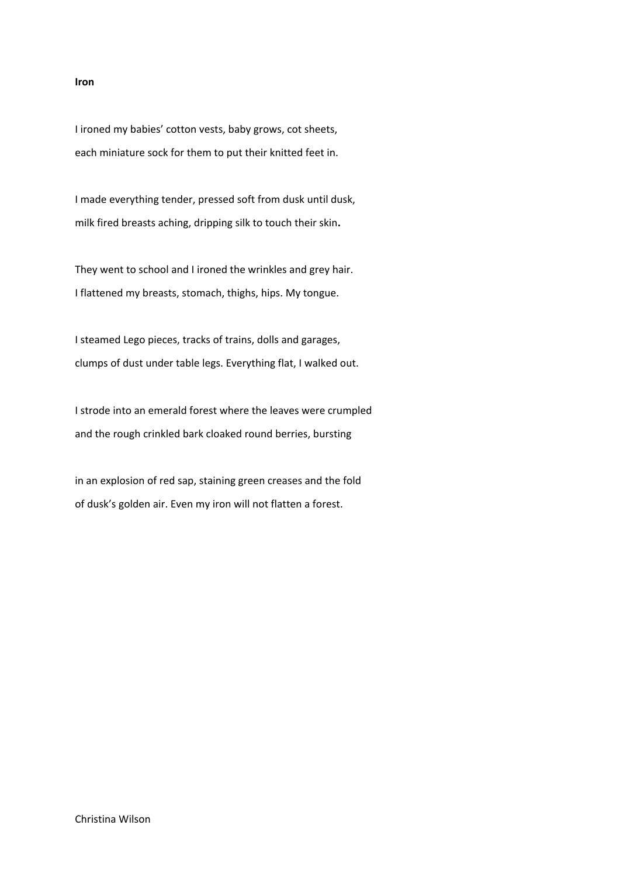**Iron**

I ironed my babies' cotton vests, baby grows, cot sheets,
each miniature sock for them to put their knitted feet in.

I made everything tender, pressed soft from dusk until dusk,
milk fired breasts aching, dripping silk to touch their skin**.**

They went to school and I ironed the wrinkles and grey hair.
I flattened my breasts, stomach, thighs, hips. My tongue.

I steamed Lego pieces, tracks of trains, dolls and garages,
clumps of dust under table legs. Everything flat, I walked out.

I strode into an emerald forest where the leaves were crumpled
and the rough crinkled bark cloaked round berries, bursting

in an explosion of red sap, staining green creases and the fold
of dusk's golden air. Even my iron will not flatten a forest.

Christina Wilson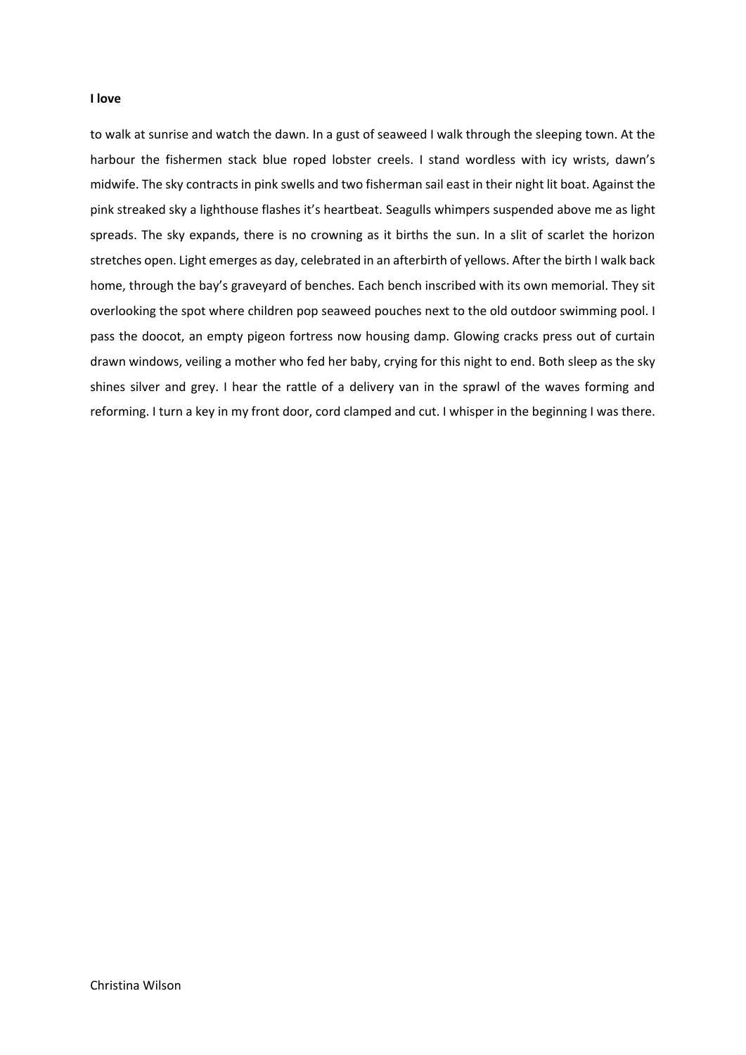**I love**

to walk at sunrise and watch the dawn. In a gust of seaweed I walk through the sleeping town. At the harbour the fishermen stack blue roped lobster creels. I stand wordless with icy wrists, dawn's midwife. The sky contracts in pink swells and two fisherman sail east in their night lit boat. Against the pink streaked sky a lighthouse flashes it's heartbeat. Seagulls whimpers suspended above me as light spreads. The sky expands, there is no crowning as it births the sun. In a slit of scarlet the horizon stretches open. Light emerges as day, celebrated in an afterbirth of yellows. After the birth I walk back home, through the bay's graveyard of benches. Each bench inscribed with its own memorial. They sit overlooking the spot where children pop seaweed pouches next to the old outdoor swimming pool. I pass the doocot, an empty pigeon fortress now housing damp. Glowing cracks press out of curtain drawn windows, veiling a mother who fed her baby, crying for this night to end. Both sleep as the sky shines silver and grey. I hear the rattle of a delivery van in the sprawl of the waves forming and reforming. I turn a key in my front door, cord clamped and cut. I whisper in the beginning I was there.

Christina Wilson